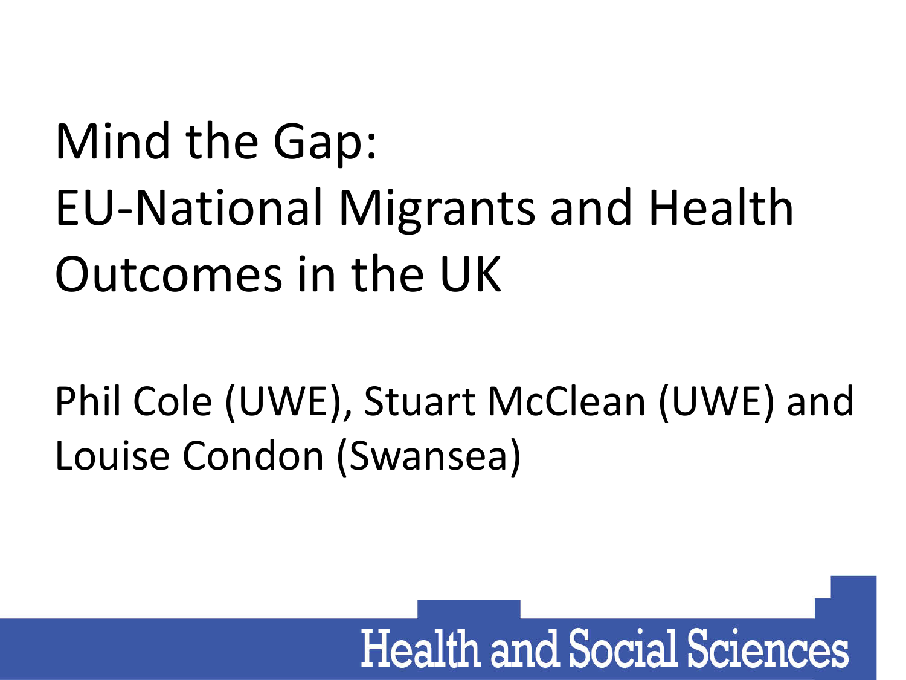# Mind the Gap: EU-National Migrants and Health Outcomes in the UK

Phil Cole (UWE), Stuart McClean (UWE) and Louise Condon (Swansea)

Health and Social Sciences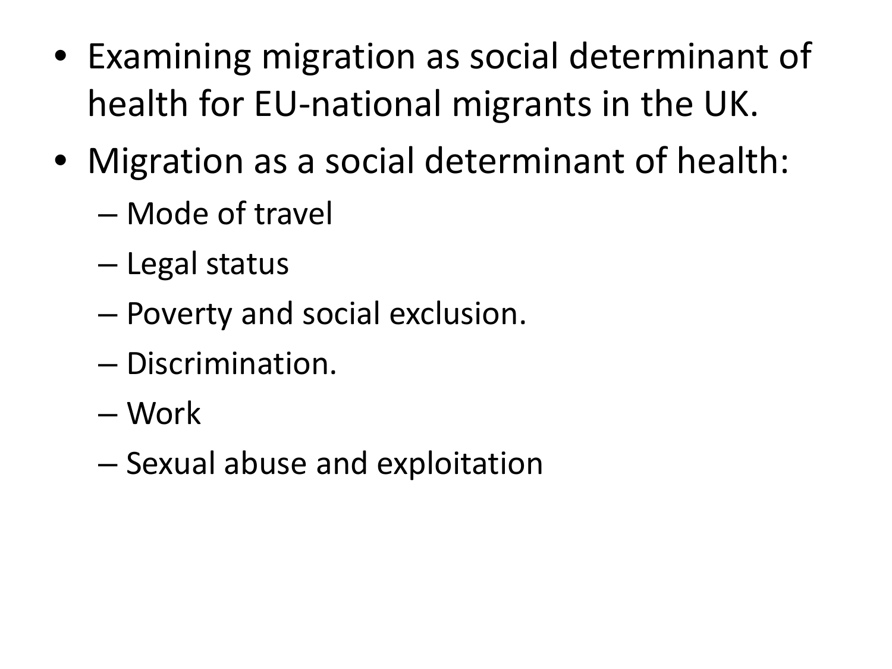- Examining migration as social determinant of health for EU-national migrants in the UK.
- Migration as a social determinant of health:
  - Mode of travel
  - Legal status
  - Poverty and social exclusion.
  - Discrimination.
  - Work
  - Sexual abuse and exploitation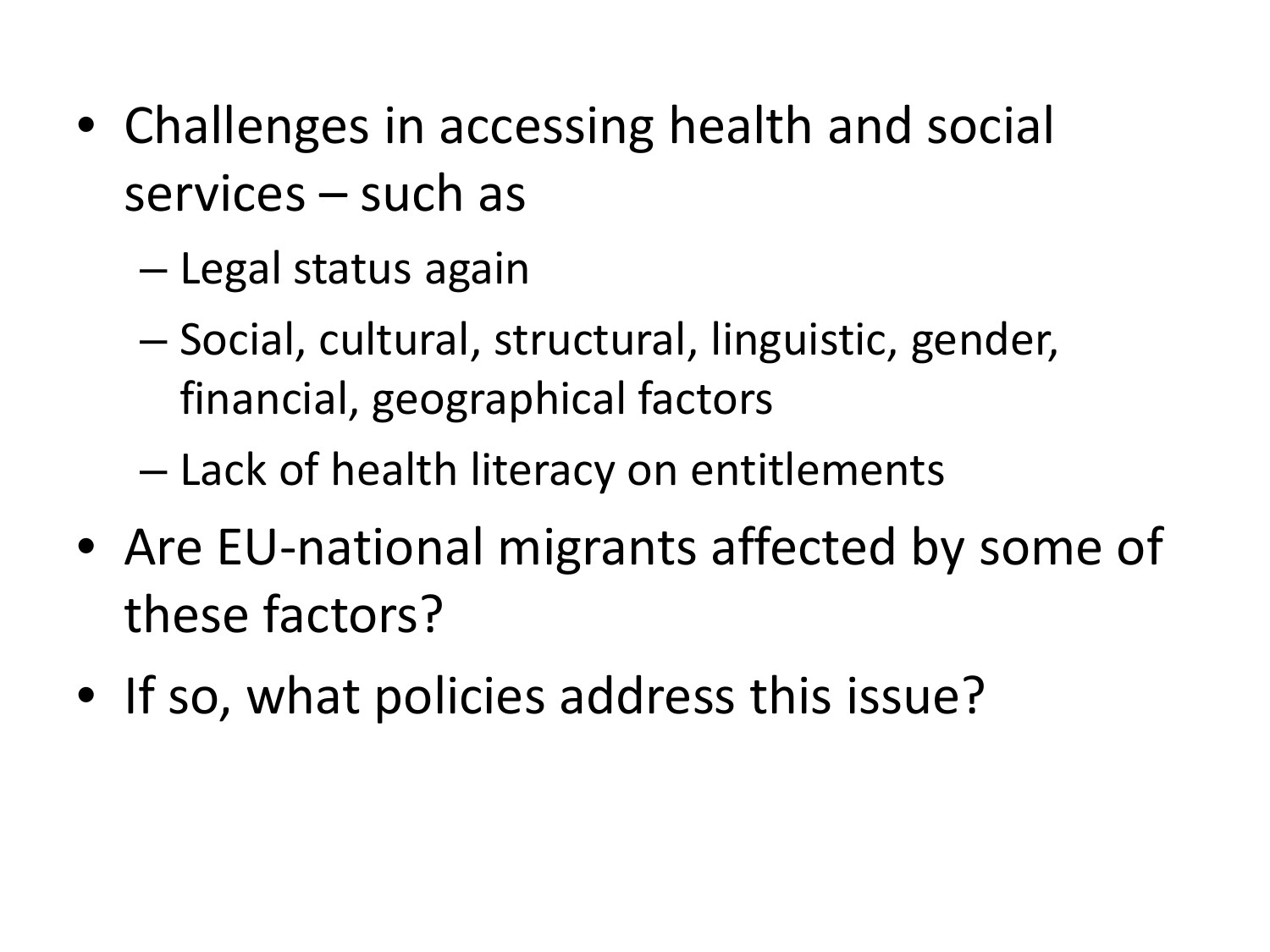- Challenges in accessing health and social services – such as
  - Legal status again
  - Social, cultural, structural, linguistic, gender, financial, geographical factors
  - Lack of health literacy on entitlements
- Are EU-national migrants affected by some of these factors?
- If so, what policies address this issue?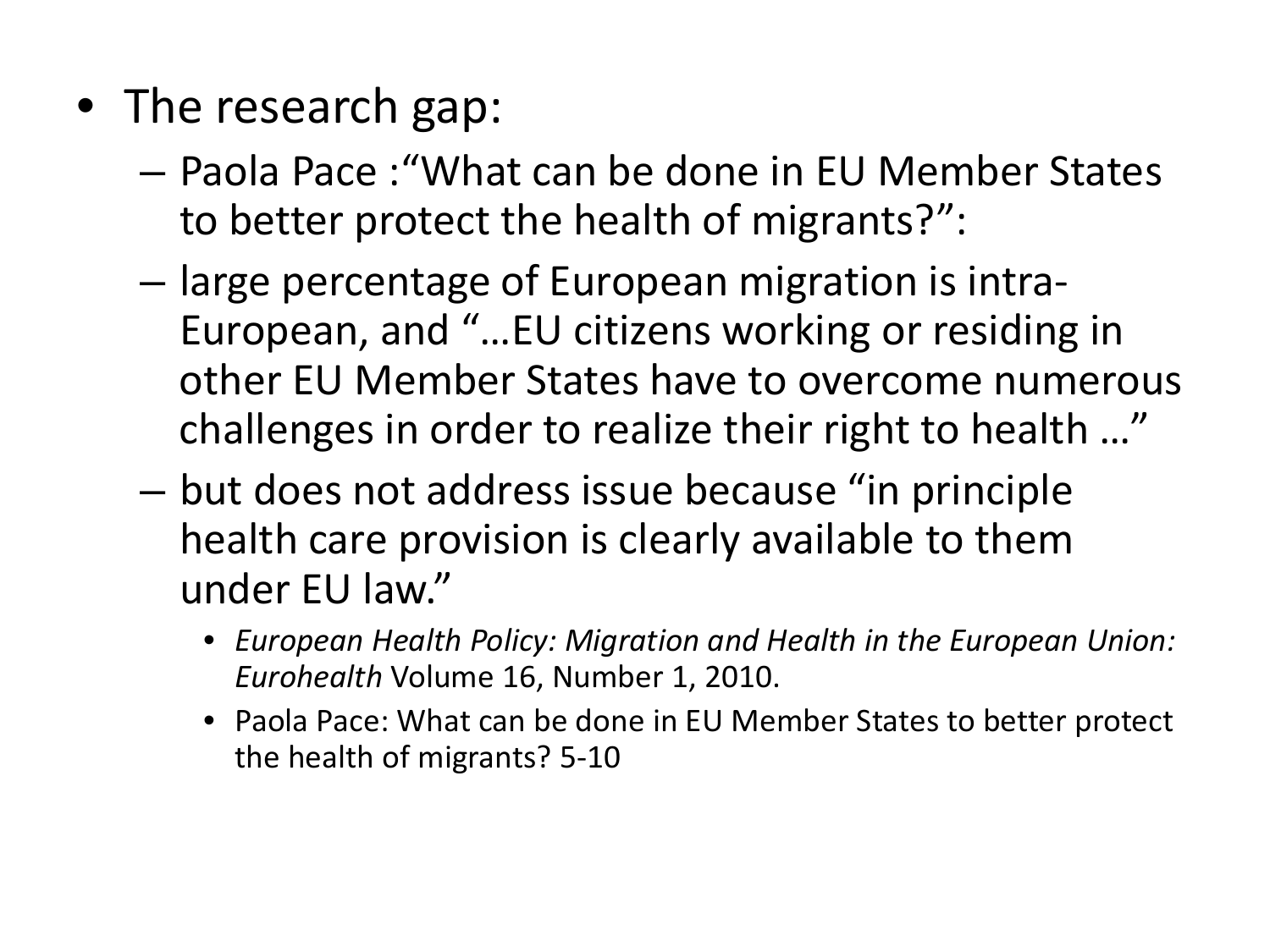- The research gap:
  - Paola Pace :"What can be done in EU Member States to better protect the health of migrants?":
  - large percentage of European migration is intra-European, and "…EU citizens working or residing in other EU Member States have to overcome numerous challenges in order to realize their right to health …"
  - but does not address issue because "in principle health care provision is clearly available to them under EU law."
    - *European Health Policy: Migration and Health in the European Union: Eurohealth* Volume 16, Number 1, 2010.
    - Paola Pace: What can be done in EU Member States to better protect the health of migrants? 5-10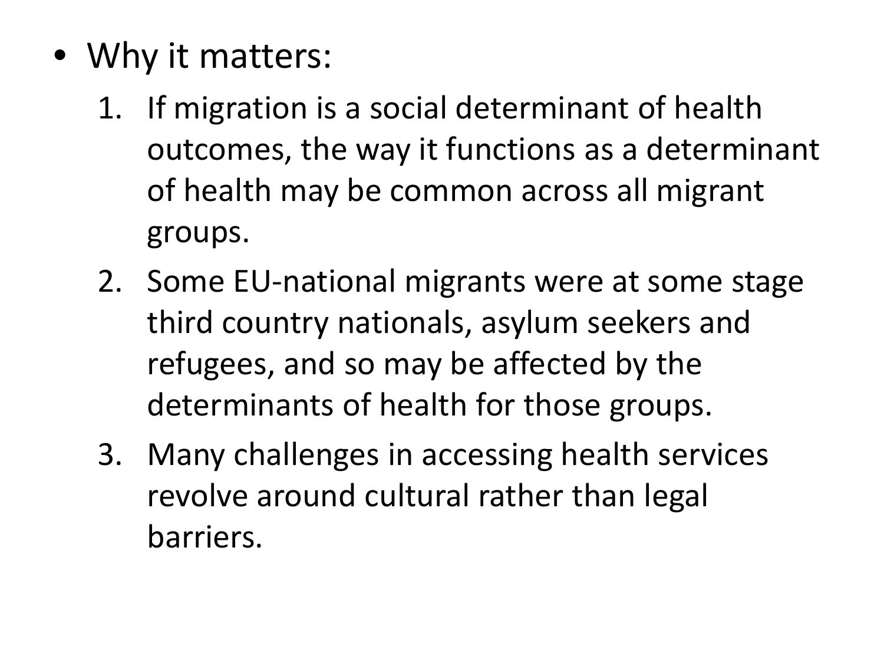- Why it matters:
    1. If migration is a social determinant of health outcomes, the way it functions as a determinant of health may be common across all migrant groups.
    2. Some EU-national migrants were at some stage third country nationals, asylum seekers and refugees, and so may be affected by the determinants of health for those groups.
    3. Many challenges in accessing health services revolve around cultural rather than legal barriers.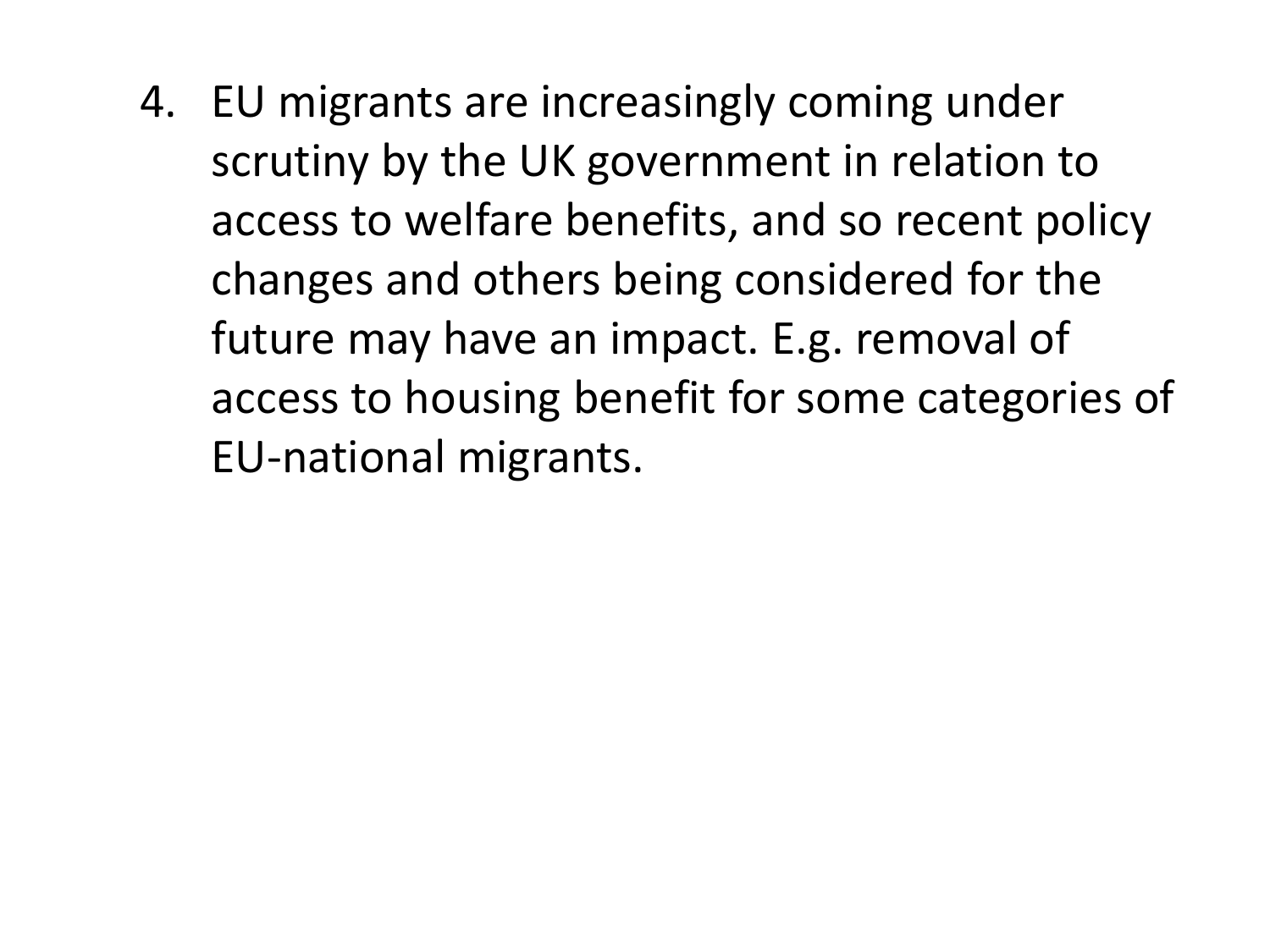4. EU migrants are increasingly coming under scrutiny by the UK government in relation to access to welfare benefits, and so recent policy changes and others being considered for the future may have an impact. E.g. removal of access to housing benefit for some categories of EU-national migrants.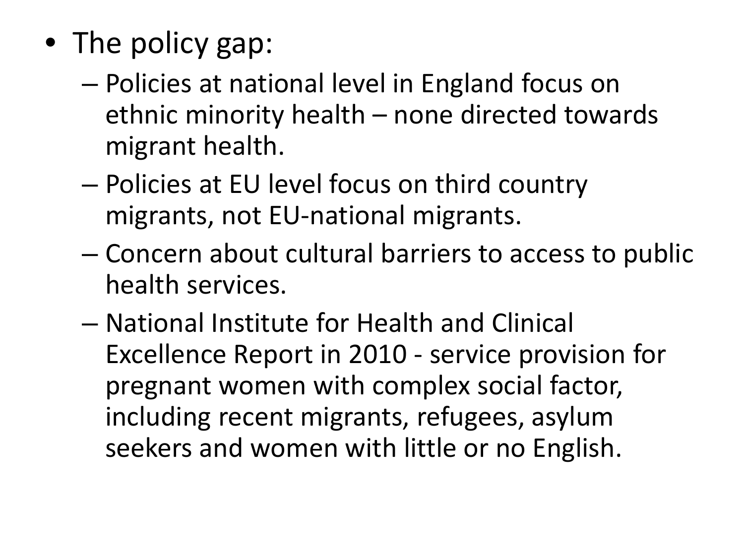- The policy gap:
  - Policies at national level in England focus on ethnic minority health – none directed towards migrant health.
  - Policies at EU level focus on third country migrants, not EU-national migrants.
  - Concern about cultural barriers to access to public health services.
  - National Institute for Health and Clinical Excellence Report in 2010 - service provision for pregnant women with complex social factor, including recent migrants, refugees, asylum seekers and women with little or no English.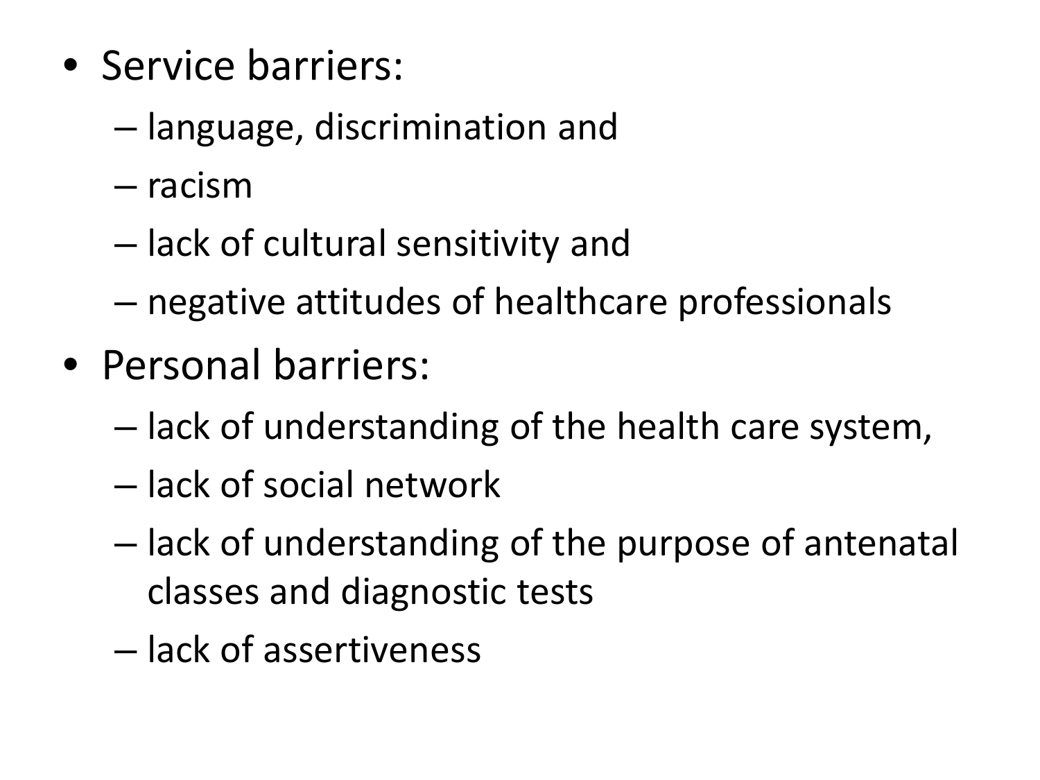- Service barriers:
  - language, discrimination and
  - racism
  - lack of cultural sensitivity and
  - negative attitudes of healthcare professionals
- Personal barriers:
  - lack of understanding of the health care system,
  - lack of social network
  - lack of understanding of the purpose of antenatal classes and diagnostic tests
  - lack of assertiveness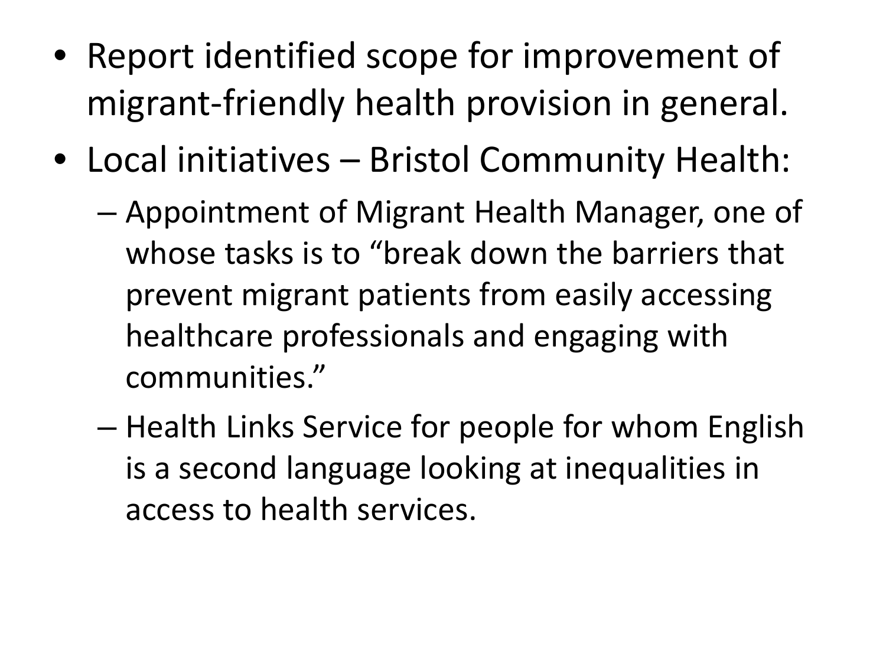- Report identified scope for improvement of migrant-friendly health provision in general.
- Local initiatives – Bristol Community Health:
  - Appointment of Migrant Health Manager, one of whose tasks is to "break down the barriers that prevent migrant patients from easily accessing healthcare professionals and engaging with communities."
  - Health Links Service for people for whom English is a second language looking at inequalities in access to health services.